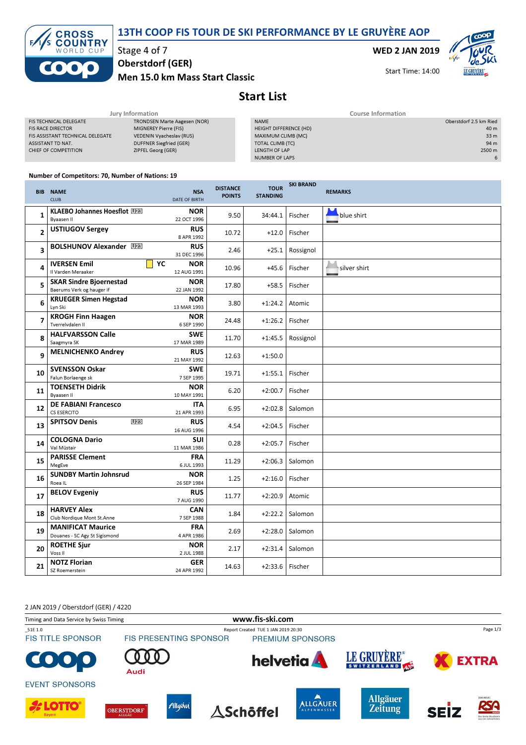# 13TH COOP FIS TOUR DE SKI PERFORMANCE BY LE GRUYÈRE AOP

Stage 4 of 7
Oberstdorf (GER)
Men 15.0 km Mass Start Classic

WED 2 JAN 2019

Start Time: 14:00

## Start List

**Jury Information**

| | |
|---|---|
| FIS TECHNICAL DELEGATE | TRONDSEN Marte Aagesen (NOR) |
| FIS RACE DIRECTOR | MIGNEREY Pierre (FIS) |
| FIS ASSISTANT TECHNICAL DELEGATE | VEDENIN Vyacheslav (RUS) |
| ASSISTANT TD NAT. | DUFFNER Siegfried (GER) |
| CHIEF OF COMPETITION | ZIPFEL Georg (GER) |

**Course Information**

| | |
|---|---|
| NAME | Oberstdorf 2.5 km Ried |
| HEIGHT DIFFERENCE (HD) | 40 m |
| MAXIMUM CLIMB (MC) | 33 m |
| TOTAL CLIMB (TC) | 94 m |
| LENGTH OF LAP | 2500 m |
| NUMBER OF LAPS | 6 |

**Number of Competitors: 70, Number of Nations: 19**

| BIB | NAME / CLUB | NSA / DATE OF BIRTH | DISTANCE POINTS | TOUR STANDING | SKI BRAND | REMARKS |
|---|---|---|---|---|---|---|
| 1 | **KLAEBO Johannes Hoesflot** U23<br>Byaasen Il | **NOR**<br>22 OCT 1996 | 9.50 | 34:44.1 | Fischer | blue shirt |
| 2 | **USTIUGOV Sergey** | **RUS**<br>8 APR 1992 | 10.72 | +12.0 | Fischer | |
| 3 | **BOLSHUNOV Alexander** U23 | **RUS**<br>31 DEC 1996 | 2.46 | +25.1 | Rossignol | |
| 4 | **IVERSEN Emil** YC<br>Il Varden Meraaker | **NOR**<br>12 AUG 1991 | 10.96 | +45.6 | Fischer | silver shirt |
| 5 | **SKAR Sindre Bjoernestad**<br>Baerums Verk og hauger if | **NOR**<br>22 JAN 1992 | 17.80 | +58.5 | Fischer | |
| 6 | **KRUEGER Simen Hegstad**<br>Lyn Ski | **NOR**<br>13 MAR 1993 | 3.80 | +1:24.2 | Atomic | |
| 7 | **KROGH Finn Haagen**<br>Tverrelvdalen Il | **NOR**<br>6 SEP 1990 | 24.48 | +1:26.2 | Fischer | |
| 8 | **HALFVARSSON Calle**<br>Saagmyra SK | **SWE**<br>17 MAR 1989 | 11.70 | +1:45.5 | Rossignol | |
| 9 | **MELNICHENKO Andrey** | **RUS**<br>21 MAY 1992 | 12.63 | +1:50.0 | | |
| 10 | **SVENSSON Oskar**<br>Falun Borlaenge sk | **SWE**<br>7 SEP 1995 | 19.71 | +1:55.1 | Fischer | |
| 11 | **TOENSETH Didrik**<br>Byaasen Il | **NOR**<br>10 MAY 1991 | 6.20 | +2:00.7 | Fischer | |
| 12 | **DE FABIANI Francesco**<br>CS ESERCITO | **ITA**<br>21 APR 1993 | 6.95 | +2:02.8 | Salomon | |
| 13 | **SPITSOV Denis** U23 | **RUS**<br>16 AUG 1996 | 4.54 | +2:04.5 | Fischer | |
| 14 | **COLOGNA Dario**<br>Val Müstair | **SUI**<br>11 MAR 1986 | 0.28 | +2:05.7 | Fischer | |
| 15 | **PARISSE Clement**<br>MegEve | **FRA**<br>6 JUL 1993 | 11.29 | +2:06.3 | Salomon | |
| 16 | **SUNDBY Martin Johnsrud**<br>Roea IL | **NOR**<br>26 SEP 1984 | 1.25 | +2:16.0 | Fischer | |
| 17 | **BELOV Evgeniy** | **RUS**<br>7 AUG 1990 | 11.77 | +2:20.9 | Atomic | |
| 18 | **HARVEY Alex**<br>Club Nordique Mont St.Anne | **CAN**<br>7 SEP 1988 | 1.84 | +2:22.2 | Salomon | |
| 19 | **MANIFICAT Maurice**<br>Douanes - SC Agy St Sigismond | **FRA**<br>4 APR 1986 | 2.69 | +2:28.0 | Salomon | |
| 20 | **ROETHE Sjur**<br>Voss Il | **NOR**<br>2 JUL 1988 | 2.17 | +2:31.4 | Salomon | |
| 21 | **NOTZ Florian**<br>SZ Roemerstein | **GER**<br>24 APR 1992 | 14.63 | +2:33.6 | Fischer | |

2 JAN 2019 / Oberstdorf (GER) / 4220

Timing and Data Service by Swiss Timing — www.fis-ski.com

_51E 1.0 — Report Created TUE 1 JAN 2019 20:30

FIS TITLE SPONSOR: Coop — FIS PRESENTING SPONSOR: Audi — PREMIUM SPONSORS: helvetia, Le Gruyère Switzerland AOP, Extra

EVENT SPONSORS: Lotto Bayern, Oberstdorf Allgäu, Allgäu, Schöffel, Allgäuer Alpenwasser, Allgäuer Zeitung, Seiz, RSA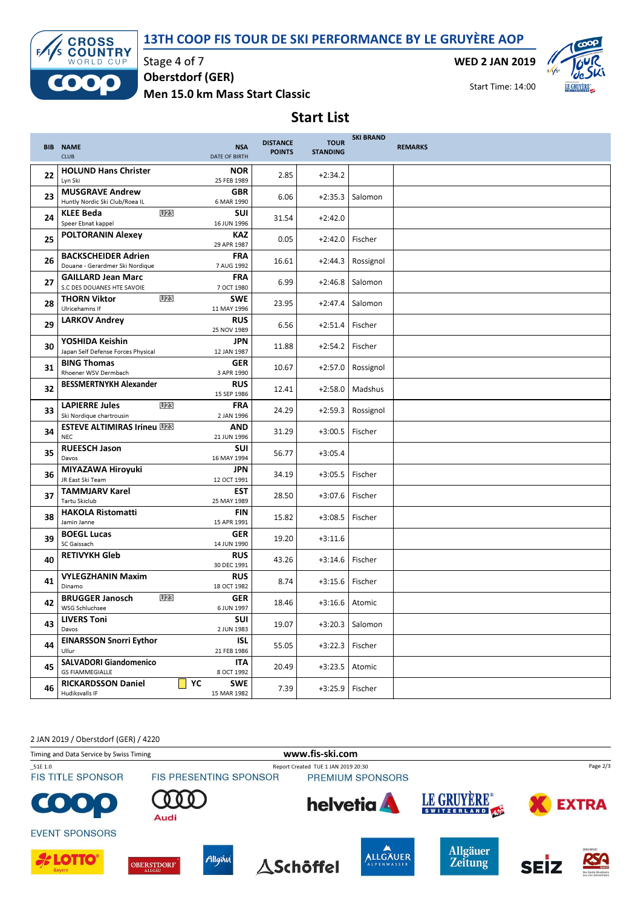# 13TH COOP FIS TOUR DE SKI PERFORMANCE BY LE GRUYÈRE AOP

Stage 4 of 7
Oberstdorf (GER)
Men 15.0 km Mass Start Classic

WED 2 JAN 2019
Start Time: 14:00

## Start List

| BIB | NAME / CLUB | NSA / DATE OF BIRTH | DISTANCE POINTS | TOUR STANDING | SKI BRAND | REMARKS |
|---|---|---|---|---|---|---|
| 22 | **HOLUND Hans Christer** Lyn Ski | **NOR** 25 FEB 1989 | 2.85 | +2:34.2 | | |
| 23 | **MUSGRAVE Andrew** Huntly Nordic Ski Club/Roea IL | **GBR** 6 MAR 1990 | 6.06 | +2:35.3 | Salomon | |
| 24 | **KLEE Beda** U23 Speer Ebnat kappel | **SUI** 16 JUN 1996 | 31.54 | +2:42.0 | | |
| 25 | **POLTORANIN Alexey** | **KAZ** 29 APR 1987 | 0.05 | +2:42.0 | Fischer | |
| 26 | **BACKSCHEIDER Adrien** Douane - Gerardmer Ski Nordique | **FRA** 7 AUG 1992 | 16.61 | +2:44.3 | Rossignol | |
| 27 | **GAILLARD Jean Marc** S.C DES DOUANES HTE SAVOIE | **FRA** 7 OCT 1980 | 6.99 | +2:46.8 | Salomon | |
| 28 | **THORN Viktor** U23 Ulricehamns If | **SWE** 11 MAY 1996 | 23.95 | +2:47.4 | Salomon | |
| 29 | **LARKOV Andrey** | **RUS** 25 NOV 1989 | 6.56 | +2:51.4 | Fischer | |
| 30 | **YOSHIDA Keishin** Japan Self Defense Forces Physical | **JPN** 12 JAN 1987 | 11.88 | +2:54.2 | Fischer | |
| 31 | **BING Thomas** Rhoener WSV Dermbach | **GER** 3 APR 1990 | 10.67 | +2:57.0 | Rossignol | |
| 32 | **BESSMERTNYKH Alexander** | **RUS** 15 SEP 1986 | 12.41 | +2:58.0 | Madshus | |
| 33 | **LAPIERRE Jules** U23 Ski Nordique chartrousin | **FRA** 2 JAN 1996 | 24.29 | +2:59.3 | Rossignol | |
| 34 | **ESTEVE ALTIMIRAS Irineu** U23 NEC | **AND** 21 JUN 1996 | 31.29 | +3:00.5 | Fischer | |
| 35 | **RUEESCH Jason** Davos | **SUI** 16 MAY 1994 | 56.77 | +3:05.4 | | |
| 36 | **MIYAZAWA Hiroyuki** JR East Ski Team | **JPN** 12 OCT 1991 | 34.19 | +3:05.5 | Fischer | |
| 37 | **TAMMJARV Karel** Tartu Skiclub | **EST** 25 MAY 1989 | 28.50 | +3:07.6 | Fischer | |
| 38 | **HAKOLA Ristomatti** Jamin Janne | **FIN** 15 APR 1991 | 15.82 | +3:08.5 | Fischer | |
| 39 | **BOEGL Lucas** SC Gaissach | **GER** 14 JUN 1990 | 19.20 | +3:11.6 | | |
| 40 | **RETIVYKH Gleb** | **RUS** 30 DEC 1991 | 43.26 | +3:14.6 | Fischer | |
| 41 | **VYLEGZHANIN Maxim** Dinamo | **RUS** 18 OCT 1982 | 8.74 | +3:15.6 | Fischer | |
| 42 | **BRUGGER Janosch** U23 WSG Schluchsee | **GER** 6 JUN 1997 | 18.46 | +3:16.6 | Atomic | |
| 43 | **LIVERS Toni** Davos | **SUI** 2 JUN 1983 | 19.07 | +3:20.3 | Salomon | |
| 44 | **EINARSSON Snorri Eythor** Ullur | **ISL** 21 FEB 1986 | 55.05 | +3:22.3 | Fischer | |
| 45 | **SALVADORI Giandomenico** GS FIAMMEGIALLE | **ITA** 8 OCT 1992 | 20.49 | +3:23.5 | Atomic | |
| 46 | **RICKARDSSON Daniel** YC Hudiksvalls IF | **SWE** 15 MAR 1982 | 7.39 | +3:25.9 | Fischer | |

2 JAN 2019 / Oberstdorf (GER) / 4220

Timing and Data Service by Swiss Timing — www.fis-ski.com

_51E 1.0 — Report Created TUE 1 JAN 2019 20:30

FIS TITLE SPONSOR — FIS PRESENTING SPONSOR — PREMIUM SPONSORS — EVENT SPONSORS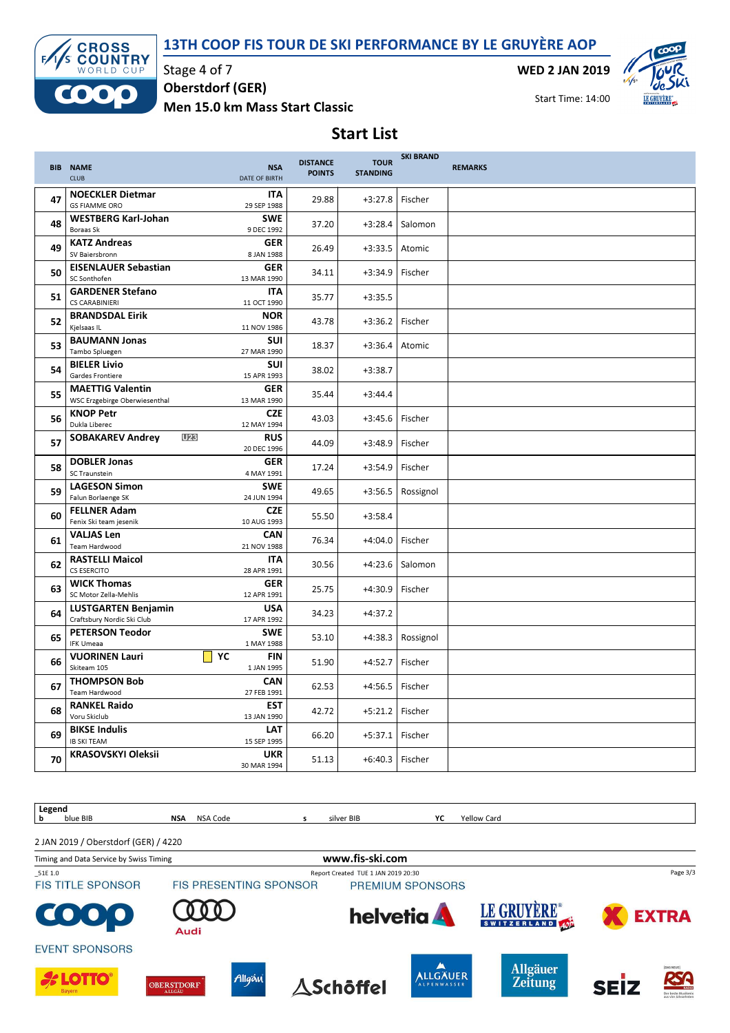# 13TH COOP FIS TOUR DE SKI PERFORMANCE BY LE GRUYÈRE AOP

Stage 4 of 7
Oberstdorf (GER)
Men 15.0 km Mass Start Classic

WED 2 JAN 2019
Start Time: 14:00

## Start List

| BIB | NAME / CLUB | NSA / DATE OF BIRTH | DISTANCE POINTS | TOUR STANDING | SKI BRAND | REMARKS |
|---|---|---|---|---|---|---|
| 47 | **NOECKLER Dietmar** GS FIAMME ORO | ITA 29 SEP 1988 | 29.88 | +3:27.8 | Fischer | |
| 48 | **WESTBERG Karl-Johan** Boraas Sk | SWE 9 DEC 1992 | 37.20 | +3:28.4 | Salomon | |
| 49 | **KATZ Andreas** SV Baiersbronn | GER 8 JAN 1988 | 26.49 | +3:33.5 | Atomic | |
| 50 | **EISENLAUER Sebastian** SC Sonthofen | GER 13 MAR 1990 | 34.11 | +3:34.9 | Fischer | |
| 51 | **GARDENER Stefano** CS CARABINIERI | ITA 11 OCT 1990 | 35.77 | +3:35.5 | | |
| 52 | **BRANDSDAL Eirik** Kjelsaas IL | NOR 11 NOV 1986 | 43.78 | +3:36.2 | Fischer | |
| 53 | **BAUMANN Jonas** Tambo Spluegen | SUI 27 MAR 1990 | 18.37 | +3:36.4 | Atomic | |
| 54 | **BIELER Livio** Gardes Frontiere | SUI 15 APR 1993 | 38.02 | +3:38.7 | | |
| 55 | **MAETTIG Valentin** WSC Erzgebirge Oberwiesenthal | GER 13 MAR 1990 | 35.44 | +3:44.4 | | |
| 56 | **KNOP Petr** Dukla Liberec | CZE 12 MAY 1994 | 43.03 | +3:45.6 | Fischer | |
| 57 | **SOBAKAREV Andrey** U23 | RUS 20 DEC 1996 | 44.09 | +3:48.9 | Fischer | |
| 58 | **DOBLER Jonas** SC Traunstein | GER 4 MAY 1991 | 17.24 | +3:54.9 | Fischer | |
| 59 | **LAGESON Simon** Falun Borlaenge SK | SWE 24 JUN 1994 | 49.65 | +3:56.5 | Rossignol | |
| 60 | **FELLNER Adam** Fenix Ski team jesenik | CZE 10 AUG 1993 | 55.50 | +3:58.4 | | |
| 61 | **VALJAS Len** Team Hardwood | CAN 21 NOV 1988 | 76.34 | +4:04.0 | Fischer | |
| 62 | **RASTELLI Maicol** CS ESERCITO | ITA 28 APR 1991 | 30.56 | +4:23.6 | Salomon | |
| 63 | **WICK Thomas** SC Motor Zella-Mehlis | GER 12 APR 1991 | 25.75 | +4:30.9 | Fischer | |
| 64 | **LUSTGARTEN Benjamin** Craftsbury Nordic Ski Club | USA 17 APR 1992 | 34.23 | +4:37.2 | | |
| 65 | **PETERSON Teodor** IFK Umeaa | SWE 1 MAY 1988 | 53.10 | +4:38.3 | Rossignol | |
| 66 | **VUORINEN Lauri** YC Skiteam 105 | FIN 1 JAN 1995 | 51.90 | +4:52.7 | Fischer | |
| 67 | **THOMPSON Bob** Team Hardwood | CAN 27 FEB 1991 | 62.53 | +4:56.5 | Fischer | |
| 68 | **RANKEL Raido** Voru Skiclub | EST 13 JAN 1990 | 42.72 | +5:21.2 | Fischer | |
| 69 | **BIKSE Indulis** IB SKI TEAM | LAT 15 SEP 1995 | 66.20 | +5:37.1 | Fischer | |
| 70 | **KRASOVSKYI Oleksii** | UKR 30 MAR 1994 | 51.13 | +6:40.3 | Fischer | |

**Legend**
b blue BIB — NSA NSA Code — s silver BIB — YC Yellow Card

2 JAN 2019 / Oberstdorf (GER) / 4220

Timing and Data Service by Swiss Timing — www.fis-ski.com

_51E 1.0 — Report Created TUE 1 JAN 2019 20:30

FIS TITLE SPONSOR: coop — FIS PRESENTING SPONSOR: Audi — PREMIUM SPONSORS: helvetia, LE GRUYÈRE SWITZERLAND AOP, EXTRA

EVENT SPONSORS: LOTTO Bayern, OBERSTDORF ALLGÄU, Allgäu, Schöffel, ALLGÄUER ALPENWASSER, Allgäuer Zeitung, SEIZ, RSA